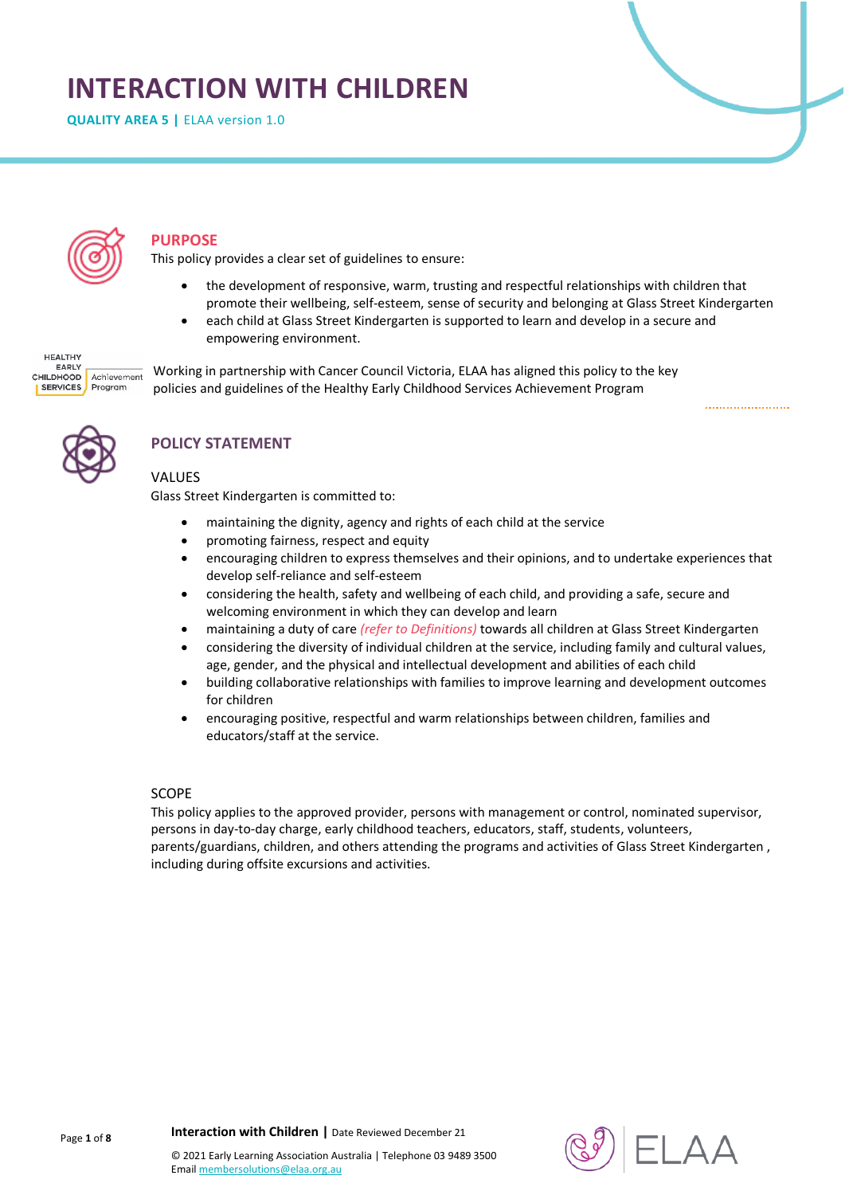# INTERACTION WITH CHILDREN

**QUALITY AREA 5 |** ELAA version 1.0

## PURPOSE

This policy provides a clear set of guidelines to ensure:

- the development of responsive, warm, trusting and respectful relationships with children that promote their wellbeing, self-esteem, sense of security and belonging at Glass Street Kindergarten
- each child at Glass Street Kindergarten is supported to learn and develop in a secure and empowering environment.

Working in partnership with Cancer Council Victoria, ELAA has aligned this policy to the key policies and guidelines of the Healthy Early Childhood Services Achievement Program

## POLICY STATEMENT

### VALUES

Glass Street Kindergarten is committed to:

- maintaining the dignity, agency and rights of each child at the service
- promoting fairness, respect and equity
- encouraging children to express themselves and their opinions, and to undertake experiences that develop self-reliance and self-esteem
- considering the health, safety and wellbeing of each child, and providing a safe, secure and welcoming environment in which they can develop and learn
- maintaining a duty of care *(refer to Definitions)* towards all children at Glass Street Kindergarten
- considering the diversity of individual children at the service, including family and cultural values, age, gender, and the physical and intellectual development and abilities of each child
- building collaborative relationships with families to improve learning and development outcomes for children
- encouraging positive, respectful and warm relationships between children, families and educators/staff at the service.

### SCOPE

This policy applies to the approved provider, persons with management or control, nominated supervisor, persons in day-to-day charge, early childhood teachers, educators, staff, students, volunteers, parents/guardians, children, and others attending the programs and activities of Glass Street Kindergarten , including during offsite excursions and activities.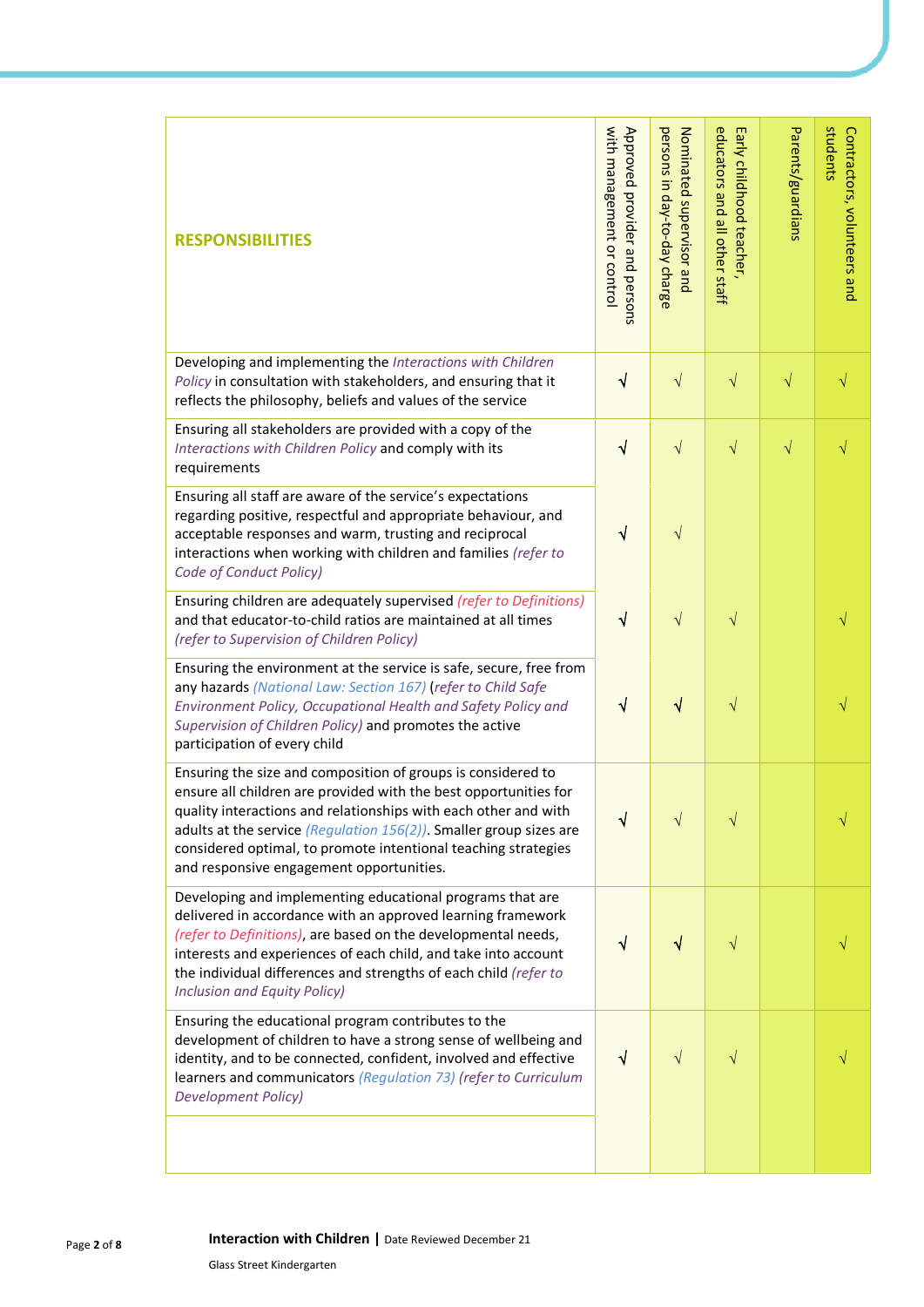| RESPONSIBILITIES | Approved provider and persons with management or control | Nominated supervisor and persons in day-to-day charge | Early childhood teacher, educators and all other staff | Parents/guardians | Contractors, volunteers and students |
|---|---|---|---|---|---|
| Developing and implementing the *Interactions with Children Policy* in consultation with stakeholders, and ensuring that it reflects the philosophy, beliefs and values of the service | √ | √ | √ | √ | √ |
| Ensuring all stakeholders are provided with a copy of the *Interactions with Children Policy* and comply with its requirements | √ | √ | √ | √ | √ |
| Ensuring all staff are aware of the service's expectations regarding positive, respectful and appropriate behaviour, and acceptable responses and warm, trusting and reciprocal interactions when working with children and families *(refer to Code of Conduct Policy)* | √ | √ | | | |
| Ensuring children are adequately supervised *(refer to Definitions)* and that educator-to-child ratios are maintained at all times *(refer to Supervision of Children Policy)* | √ | √ | √ | | √ |
| Ensuring the environment at the service is safe, secure, free from any hazards *(National Law: Section 167)* (*refer to Child Safe Environment Policy, Occupational Health and Safety Policy and Supervision of Children Policy)* and promotes the active participation of every child | √ | √ | √ | | √ |
| Ensuring the size and composition of groups is considered to ensure all children are provided with the best opportunities for quality interactions and relationships with each other and with adults at the service *(Regulation 156(2))*. Smaller group sizes are considered optimal, to promote intentional teaching strategies and responsive engagement opportunities. | √ | √ | √ | | √ |
| Developing and implementing educational programs that are delivered in accordance with an approved learning framework *(refer to Definitions)*, are based on the developmental needs, interests and experiences of each child, and take into account the individual differences and strengths of each child *(refer to Inclusion and Equity Policy)* | √ | √ | √ | | √ |
| Ensuring the educational program contributes to the development of children to have a strong sense of wellbeing and identity, and to be connected, confident, involved and effective learners and communicators *(Regulation 73) (refer to Curriculum Development Policy)* | √ | √ | √ | | √ |
| | | | | | |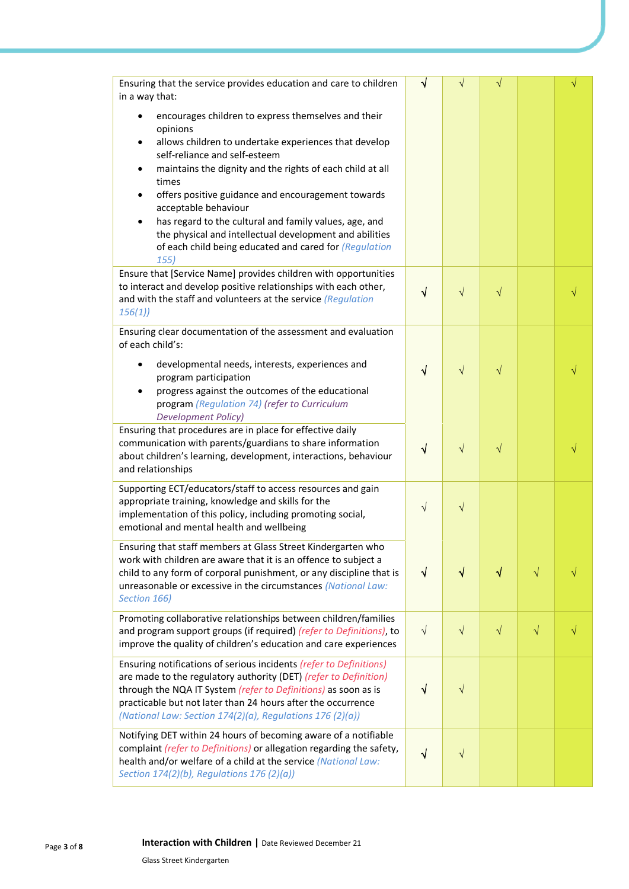| | | | | | |
|---|---|---|---|---|---|
| Ensuring that the service provides education and care to children in a way that:<br>• encourages children to express themselves and their opinions<br>• allows children to undertake experiences that develop self-reliance and self-esteem<br>• maintains the dignity and the rights of each child at all times<br>• offers positive guidance and encouragement towards acceptable behaviour<br>• has regard to the cultural and family values, age, and the physical and intellectual development and abilities of each child being educated and cared for *(Regulation 155)* | √ | √ | √ | | √ |
| Ensure that [Service Name] provides children with opportunities to interact and develop positive relationships with each other, and with the staff and volunteers at the service *(Regulation 156(1))* | √ | √ | √ | | √ |
| Ensuring clear documentation of the assessment and evaluation of each child's:<br>• developmental needs, interests, experiences and program participation<br>• progress against the outcomes of the educational program *(Regulation 74) (refer to Curriculum Development Policy)* | √ | √ | √ | | √ |
| Ensuring that procedures are in place for effective daily communication with parents/guardians to share information about children's learning, development, interactions, behaviour and relationships | √ | √ | √ | | √ |
| Supporting ECT/educators/staff to access resources and gain appropriate training, knowledge and skills for the implementation of this policy, including promoting social, emotional and mental health and wellbeing | √ | √ | | | |
| Ensuring that staff members at Glass Street Kindergarten who work with children are aware that it is an offence to subject a child to any form of corporal punishment, or any discipline that is unreasonable or excessive in the circumstances *(National Law: Section 166)* | √ | √ | √ | √ | √ |
| Promoting collaborative relationships between children/families and program support groups (if required) *(refer to Definitions)*, to improve the quality of children's education and care experiences | √ | √ | √ | √ | √ |
| Ensuring notifications of serious incidents *(refer to Definitions)* are made to the regulatory authority (DET) *(refer to Definition)* through the NQA IT System *(refer to Definitions)* as soon as is practicable but not later than 24 hours after the occurrence *(National Law: Section 174(2)(a), Regulations 176 (2)(a))* | √ | √ | | | |
| Notifying DET within 24 hours of becoming aware of a notifiable complaint *(refer to Definitions)* or allegation regarding the safety, health and/or welfare of a child at the service *(National Law: Section 174(2)(b), Regulations 176 (2)(a))* | √ | √ | | | |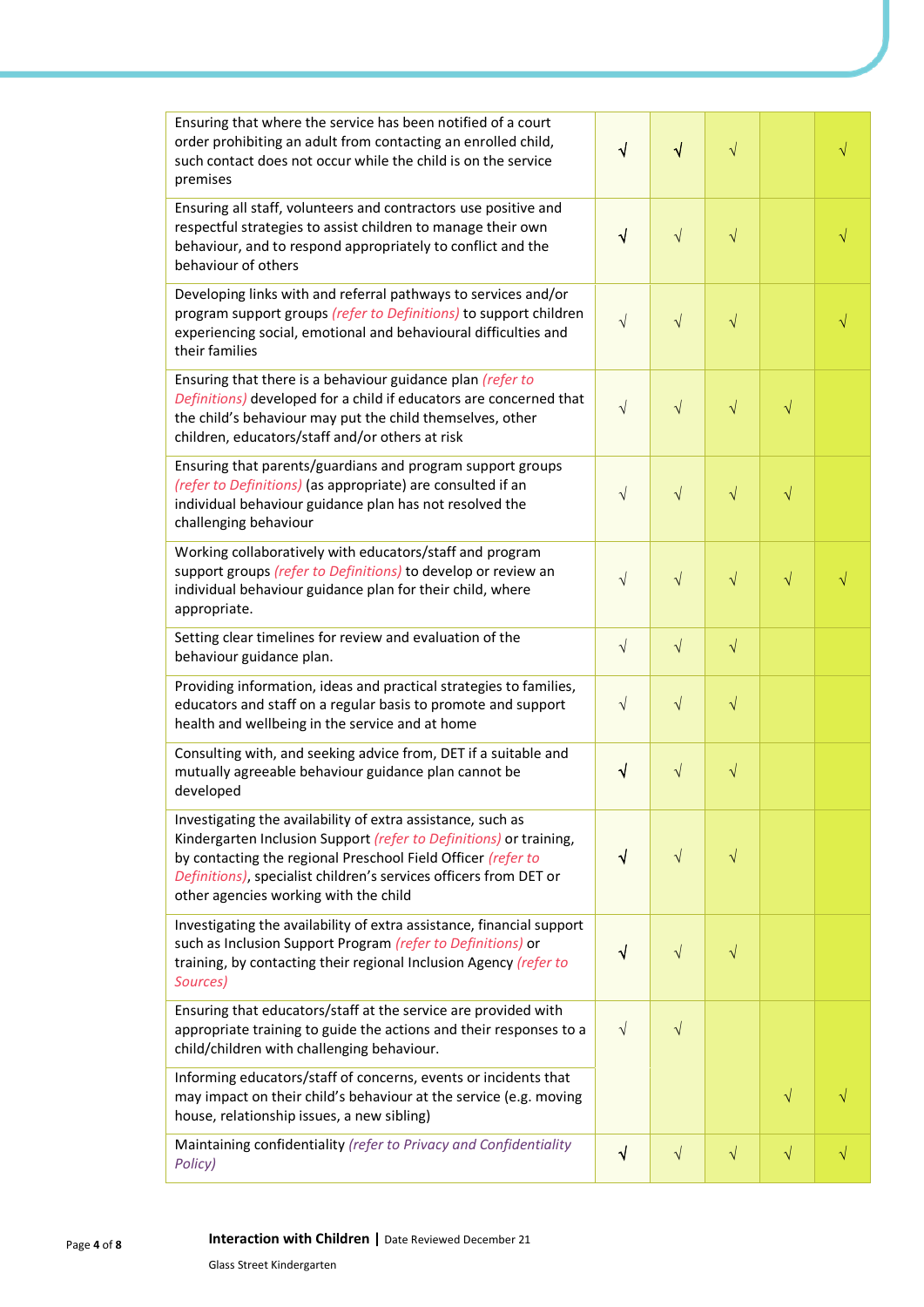| | | | | | |
|---|---|---|---|---|---|
| Ensuring that where the service has been notified of a court order prohibiting an adult from contacting an enrolled child, such contact does not occur while the child is on the service premises | √ | √ | √ | | √ |
| Ensuring all staff, volunteers and contractors use positive and respectful strategies to assist children to manage their own behaviour, and to respond appropriately to conflict and the behaviour of others | √ | √ | √ | | √ |
| Developing links with and referral pathways to services and/or program support groups *(refer to Definitions)* to support children experiencing social, emotional and behavioural difficulties and their families | √ | √ | √ | | √ |
| Ensuring that there is a behaviour guidance plan *(refer to Definitions)* developed for a child if educators are concerned that the child's behaviour may put the child themselves, other children, educators/staff and/or others at risk | √ | √ | √ | √ | |
| Ensuring that parents/guardians and program support groups *(refer to Definitions)* (as appropriate) are consulted if an individual behaviour guidance plan has not resolved the challenging behaviour | √ | √ | √ | √ | |
| Working collaboratively with educators/staff and program support groups *(refer to Definitions)* to develop or review an individual behaviour guidance plan for their child, where appropriate. | √ | √ | √ | √ | √ |
| Setting clear timelines for review and evaluation of the behaviour guidance plan. | √ | √ | √ | | |
| Providing information, ideas and practical strategies to families, educators and staff on a regular basis to promote and support health and wellbeing in the service and at home | √ | √ | √ | | |
| Consulting with, and seeking advice from, DET if a suitable and mutually agreeable behaviour guidance plan cannot be developed | √ | √ | √ | | |
| Investigating the availability of extra assistance, such as Kindergarten Inclusion Support *(refer to Definitions)* or training, by contacting the regional Preschool Field Officer *(refer to Definitions)*, specialist children's services officers from DET or other agencies working with the child | √ | √ | √ | | |
| Investigating the availability of extra assistance, financial support such as Inclusion Support Program *(refer to Definitions)* or training, by contacting their regional Inclusion Agency *(refer to Sources)* | √ | √ | √ | | |
| Ensuring that educators/staff at the service are provided with appropriate training to guide the actions and their responses to a child/children with challenging behaviour. | √ | √ | | | |
| Informing educators/staff of concerns, events or incidents that may impact on their child's behaviour at the service (e.g. moving house, relationship issues, a new sibling) | | | | √ | √ |
| Maintaining confidentiality *(refer to Privacy and Confidentiality Policy)* | √ | √ | √ | √ | √ |

**Interaction with Children** | Date Reviewed December 21

Glass Street Kindergarten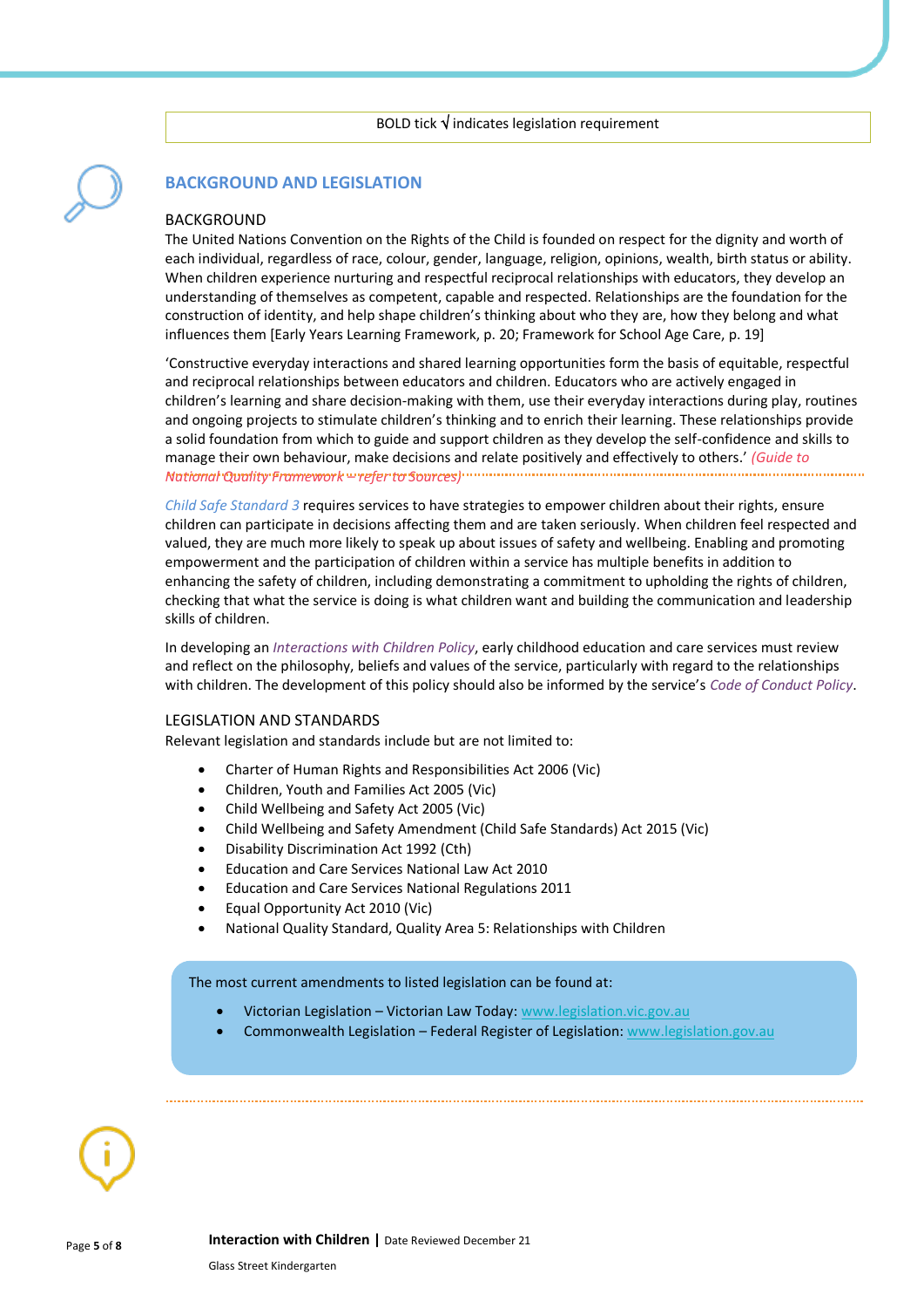BOLD tick √ indicates legislation requirement

## BACKGROUND AND LEGISLATION

### BACKGROUND

The United Nations Convention on the Rights of the Child is founded on respect for the dignity and worth of each individual, regardless of race, colour, gender, language, religion, opinions, wealth, birth status or ability. When children experience nurturing and respectful reciprocal relationships with educators, they develop an understanding of themselves as competent, capable and respected. Relationships are the foundation for the construction of identity, and help shape children's thinking about who they are, how they belong and what influences them [Early Years Learning Framework, p. 20; Framework for School Age Care, p. 19]

'Constructive everyday interactions and shared learning opportunities form the basis of equitable, respectful and reciprocal relationships between educators and children. Educators who are actively engaged in children's learning and share decision-making with them, use their everyday interactions during play, routines and ongoing projects to stimulate children's thinking and to enrich their learning. These relationships provide a solid foundation from which to guide and support children as they develop the self-confidence and skills to manage their own behaviour, make decisions and relate positively and effectively to others.' *(Guide to National Quality Framework – refer to Sources)*

*Child Safe Standard 3* requires services to have strategies to empower children about their rights, ensure children can participate in decisions affecting them and are taken seriously. When children feel respected and valued, they are much more likely to speak up about issues of safety and wellbeing. Enabling and promoting empowerment and the participation of children within a service has multiple benefits in addition to enhancing the safety of children, including demonstrating a commitment to upholding the rights of children, checking that what the service is doing is what children want and building the communication and leadership skills of children.

In developing an *Interactions with Children Policy*, early childhood education and care services must review and reflect on the philosophy, beliefs and values of the service, particularly with regard to the relationships with children. The development of this policy should also be informed by the service's *Code of Conduct Policy*.

### LEGISLATION AND STANDARDS

Relevant legislation and standards include but are not limited to:

- Charter of Human Rights and Responsibilities Act 2006 (Vic)
- Children, Youth and Families Act 2005 (Vic)
- Child Wellbeing and Safety Act 2005 (Vic)
- Child Wellbeing and Safety Amendment (Child Safe Standards) Act 2015 (Vic)
- Disability Discrimination Act 1992 (Cth)
- Education and Care Services National Law Act 2010
- Education and Care Services National Regulations 2011
- Equal Opportunity Act 2010 (Vic)
- National Quality Standard, Quality Area 5: Relationships with Children

The most current amendments to listed legislation can be found at:

- Victorian Legislation – Victorian Law Today: www.legislation.vic.gov.au
- Commonwealth Legislation – Federal Register of Legislation: www.legislation.gov.au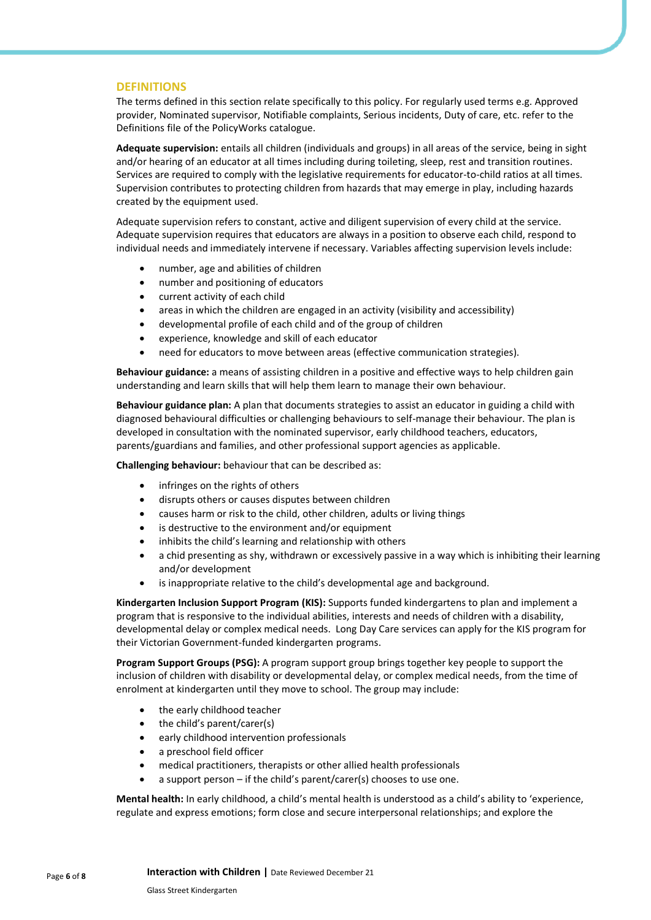## DEFINITIONS

The terms defined in this section relate specifically to this policy. For regularly used terms e.g. Approved provider, Nominated supervisor, Notifiable complaints, Serious incidents, Duty of care, etc. refer to the Definitions file of the PolicyWorks catalogue.

**Adequate supervision:** entails all children (individuals and groups) in all areas of the service, being in sight and/or hearing of an educator at all times including during toileting, sleep, rest and transition routines. Services are required to comply with the legislative requirements for educator-to-child ratios at all times. Supervision contributes to protecting children from hazards that may emerge in play, including hazards created by the equipment used.

Adequate supervision refers to constant, active and diligent supervision of every child at the service. Adequate supervision requires that educators are always in a position to observe each child, respond to individual needs and immediately intervene if necessary. Variables affecting supervision levels include:

- number, age and abilities of children
- number and positioning of educators
- current activity of each child
- areas in which the children are engaged in an activity (visibility and accessibility)
- developmental profile of each child and of the group of children
- experience, knowledge and skill of each educator
- need for educators to move between areas (effective communication strategies).

**Behaviour guidance:** a means of assisting children in a positive and effective ways to help children gain understanding and learn skills that will help them learn to manage their own behaviour.

**Behaviour guidance plan:** A plan that documents strategies to assist an educator in guiding a child with diagnosed behavioural difficulties or challenging behaviours to self-manage their behaviour. The plan is developed in consultation with the nominated supervisor, early childhood teachers, educators, parents/guardians and families, and other professional support agencies as applicable.

**Challenging behaviour:** behaviour that can be described as:

- infringes on the rights of others
- disrupts others or causes disputes between children
- causes harm or risk to the child, other children, adults or living things
- is destructive to the environment and/or equipment
- inhibits the child's learning and relationship with others
- a chid presenting as shy, withdrawn or excessively passive in a way which is inhibiting their learning and/or development
- is inappropriate relative to the child's developmental age and background.

**Kindergarten Inclusion Support Program (KIS):** Supports funded kindergartens to plan and implement a program that is responsive to the individual abilities, interests and needs of children with a disability, developmental delay or complex medical needs. Long Day Care services can apply for the KIS program for their Victorian Government-funded kindergarten programs.

**Program Support Groups (PSG):** A program support group brings together key people to support the inclusion of children with disability or developmental delay, or complex medical needs, from the time of enrolment at kindergarten until they move to school. The group may include:

- the early childhood teacher
- the child's parent/carer(s)
- early childhood intervention professionals
- a preschool field officer
- medical practitioners, therapists or other allied health professionals
- a support person – if the child's parent/carer(s) chooses to use one.

**Mental health:** In early childhood, a child's mental health is understood as a child's ability to 'experience, regulate and express emotions; form close and secure interpersonal relationships; and explore the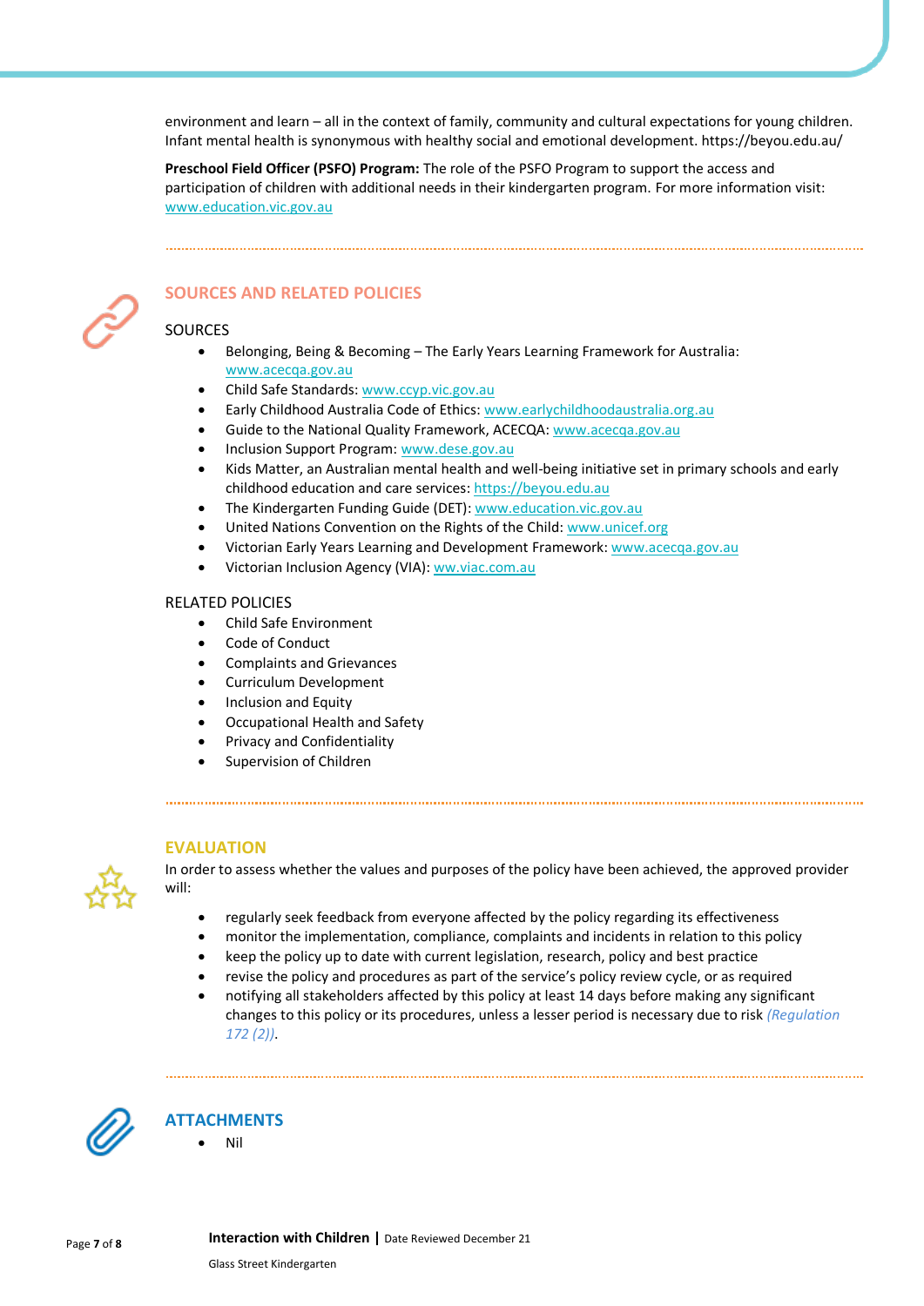environment and learn – all in the context of family, community and cultural expectations for young children. Infant mental health is synonymous with healthy social and emotional development. https://beyou.edu.au/

**Preschool Field Officer (PSFO) Program:** The role of the PSFO Program to support the access and participation of children with additional needs in their kindergarten program. For more information visit: www.education.vic.gov.au

## SOURCES AND RELATED POLICIES

### SOURCES

- Belonging, Being & Becoming – The Early Years Learning Framework for Australia: www.acecqa.gov.au
- Child Safe Standards: www.ccyp.vic.gov.au
- Early Childhood Australia Code of Ethics: www.earlychildhoodaustralia.org.au
- Guide to the National Quality Framework, ACECQA: www.acecqa.gov.au
- Inclusion Support Program: www.dese.gov.au
- Kids Matter, an Australian mental health and well-being initiative set in primary schools and early childhood education and care services: https://beyou.edu.au
- The Kindergarten Funding Guide (DET): www.education.vic.gov.au
- United Nations Convention on the Rights of the Child: www.unicef.org
- Victorian Early Years Learning and Development Framework: www.acecqa.gov.au
- Victorian Inclusion Agency (VIA): ww.viac.com.au

### RELATED POLICIES

- Child Safe Environment
- Code of Conduct
- Complaints and Grievances
- Curriculum Development
- Inclusion and Equity
- Occupational Health and Safety
- Privacy and Confidentiality
- Supervision of Children

## EVALUATION

In order to assess whether the values and purposes of the policy have been achieved, the approved provider will:

- regularly seek feedback from everyone affected by the policy regarding its effectiveness
- monitor the implementation, compliance, complaints and incidents in relation to this policy
- keep the policy up to date with current legislation, research, policy and best practice
- revise the policy and procedures as part of the service's policy review cycle, or as required
- notifying all stakeholders affected by this policy at least 14 days before making any significant changes to this policy or its procedures, unless a lesser period is necessary due to risk *(Regulation 172 (2))*.

## ATTACHMENTS

- Nil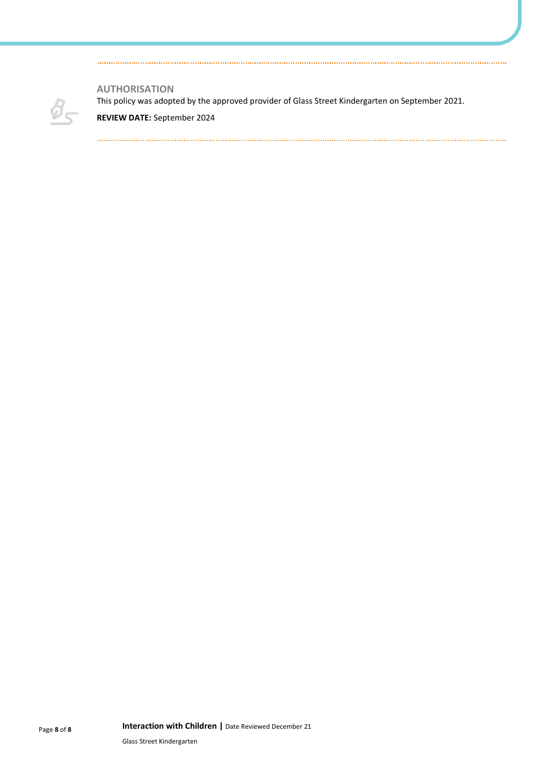## AUTHORISATION

This policy was adopted by the approved provider of Glass Street Kindergarten on September 2021.

**REVIEW DATE:** September 2024